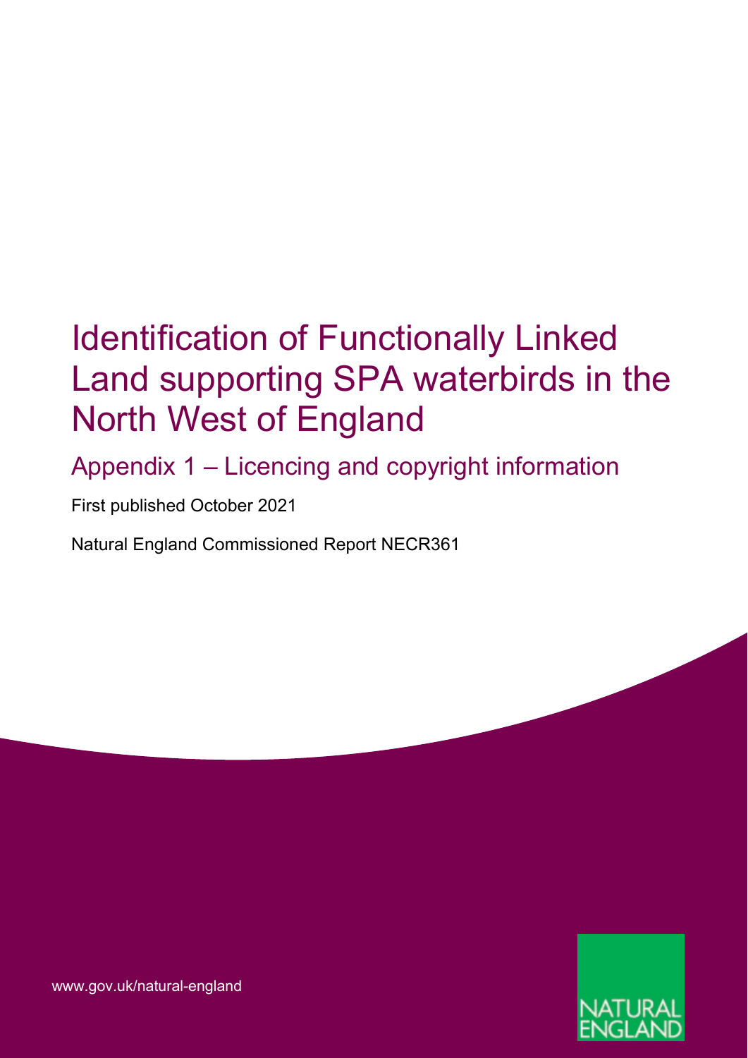# Identification of Functionally Linked Land supporting SPA waterbirds in the North West of England

## Appendix 1 – Licencing and copyright information

First published October 2021

Natural England Commissioned Report NECR361

www.gov.uk/natural-england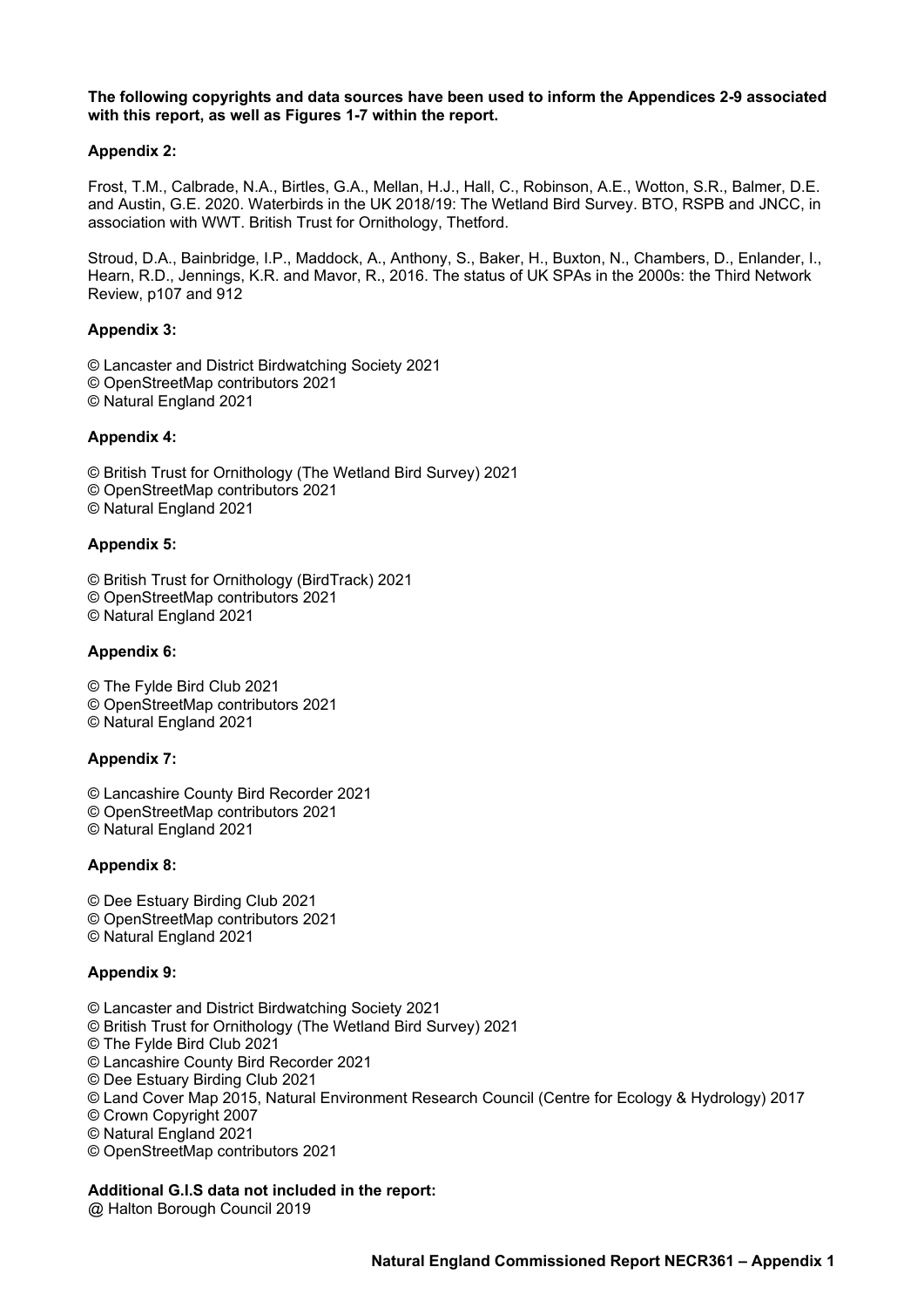**The following copyrights and data sources have been used to inform the Appendices 2-9 associated with this report, as well as Figures 1-7 within the report.**

**Appendix 2:**

Frost, T.M., Calbrade, N.A., Birtles, G.A., Mellan, H.J., Hall, C., Robinson, A.E., Wotton, S.R., Balmer, D.E. and Austin, G.E. 2020. Waterbirds in the UK 2018/19: The Wetland Bird Survey. BTO, RSPB and JNCC, in association with WWT. British Trust for Ornithology, Thetford.

Stroud, D.A., Bainbridge, I.P., Maddock, A., Anthony, S., Baker, H., Buxton, N., Chambers, D., Enlander, I., Hearn, R.D., Jennings, K.R. and Mavor, R., 2016. The status of UK SPAs in the 2000s: the Third Network Review, p107 and 912

**Appendix 3:**

© Lancaster and District Birdwatching Society 2021
© OpenStreetMap contributors 2021
© Natural England 2021

**Appendix 4:**

© British Trust for Ornithology (The Wetland Bird Survey) 2021
© OpenStreetMap contributors 2021
© Natural England 2021

**Appendix 5:**

© British Trust for Ornithology (BirdTrack) 2021
© OpenStreetMap contributors 2021
© Natural England 2021

**Appendix 6:**

© The Fylde Bird Club 2021
© OpenStreetMap contributors 2021
© Natural England 2021

**Appendix 7:**

© Lancashire County Bird Recorder 2021
© OpenStreetMap contributors 2021
© Natural England 2021

**Appendix 8:**

© Dee Estuary Birding Club 2021
© OpenStreetMap contributors 2021
© Natural England 2021

**Appendix 9:**

© Lancaster and District Birdwatching Society 2021
© British Trust for Ornithology (The Wetland Bird Survey) 2021
© The Fylde Bird Club 2021
© Lancashire County Bird Recorder 2021
© Dee Estuary Birding Club 2021
© Land Cover Map 2015, Natural Environment Research Council (Centre for Ecology & Hydrology) 2017
© Crown Copyright 2007
© Natural England 2021
© OpenStreetMap contributors 2021

**Additional G.I.S data not included in the report:**
@ Halton Borough Council 2019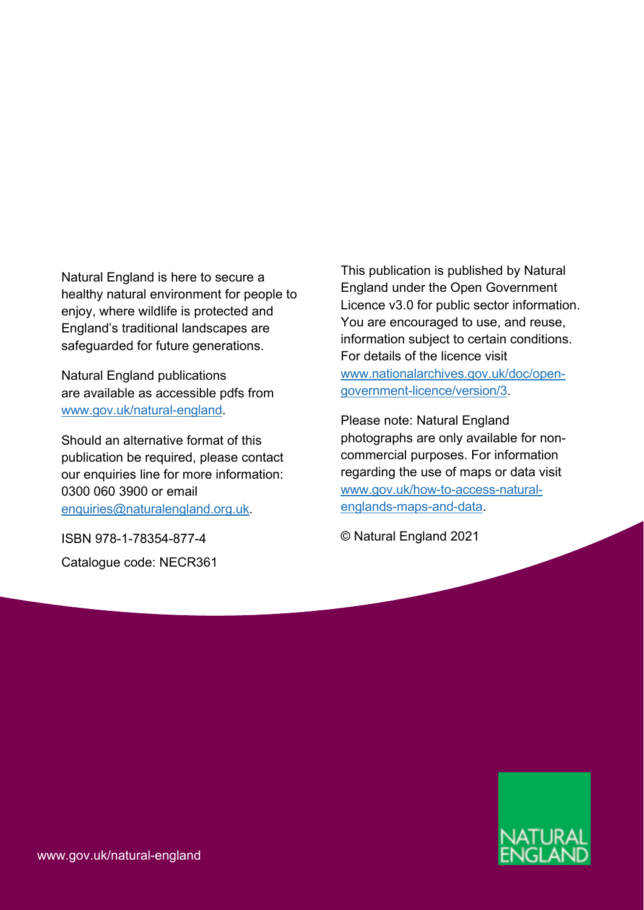Natural England is here to secure a healthy natural environment for people to enjoy, where wildlife is protected and England's traditional landscapes are safeguarded for future generations.

Natural England publications are available as accessible pdfs from www.gov.uk/natural-england.

Should an alternative format of this publication be required, please contact our enquiries line for more information: 0300 060 3900 or email enquiries@naturalengland.org.uk.

ISBN 978-1-78354-877-4

Catalogue code: NECR361

This publication is published by Natural England under the Open Government Licence v3.0 for public sector information. You are encouraged to use, and reuse, information subject to certain conditions. For details of the licence visit www.nationalarchives.gov.uk/doc/open-government-licence/version/3.

Please note: Natural England photographs are only available for non-commercial purposes. For information regarding the use of maps or data visit www.gov.uk/how-to-access-natural-englands-maps-and-data.

© Natural England 2021

www.gov.uk/natural-england

NATURAL ENGLAND